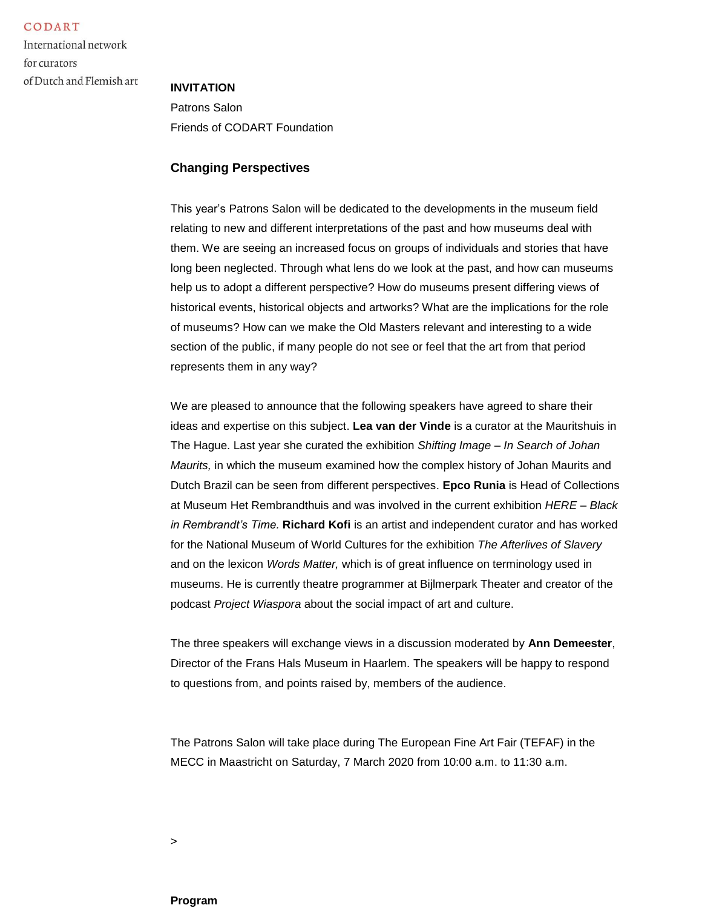CODART

International network
for curators
of Dutch and Flemish art

**INVITATION**

Patrons Salon

Friends of CODART Foundation

## Changing Perspectives

This year's Patrons Salon will be dedicated to the developments in the museum field relating to new and different interpretations of the past and how museums deal with them. We are seeing an increased focus on groups of individuals and stories that have long been neglected. Through what lens do we look at the past, and how can museums help us to adopt a different perspective? How do museums present differing views of historical events, historical objects and artworks? What are the implications for the role of museums? How can we make the Old Masters relevant and interesting to a wide section of the public, if many people do not see or feel that the art from that period represents them in any way?

We are pleased to announce that the following speakers have agreed to share their ideas and expertise on this subject. **Lea van der Vinde** is a curator at the Mauritshuis in The Hague. Last year she curated the exhibition *Shifting Image – In Search of Johan Maurits,* in which the museum examined how the complex history of Johan Maurits and Dutch Brazil can be seen from different perspectives. **Epco Runia** is Head of Collections at Museum Het Rembrandthuis and was involved in the current exhibition *HERE – Black in Rembrandt's Time.* **Richard Kofi** is an artist and independent curator and has worked for the National Museum of World Cultures for the exhibition *The Afterlives of Slavery* and on the lexicon *Words Matter,* which is of great influence on terminology used in museums. He is currently theatre programmer at Bijlmerpark Theater and creator of the podcast *Project Wiaspora* about the social impact of art and culture.

The three speakers will exchange views in a discussion moderated by **Ann Demeester**, Director of the Frans Hals Museum in Haarlem. The speakers will be happy to respond to questions from, and points raised by, members of the audience.

The Patrons Salon will take place during The European Fine Art Fair (TEFAF) in the MECC in Maastricht on Saturday, 7 March 2020 from 10:00 a.m. to 11:30 a.m.

>

**Program**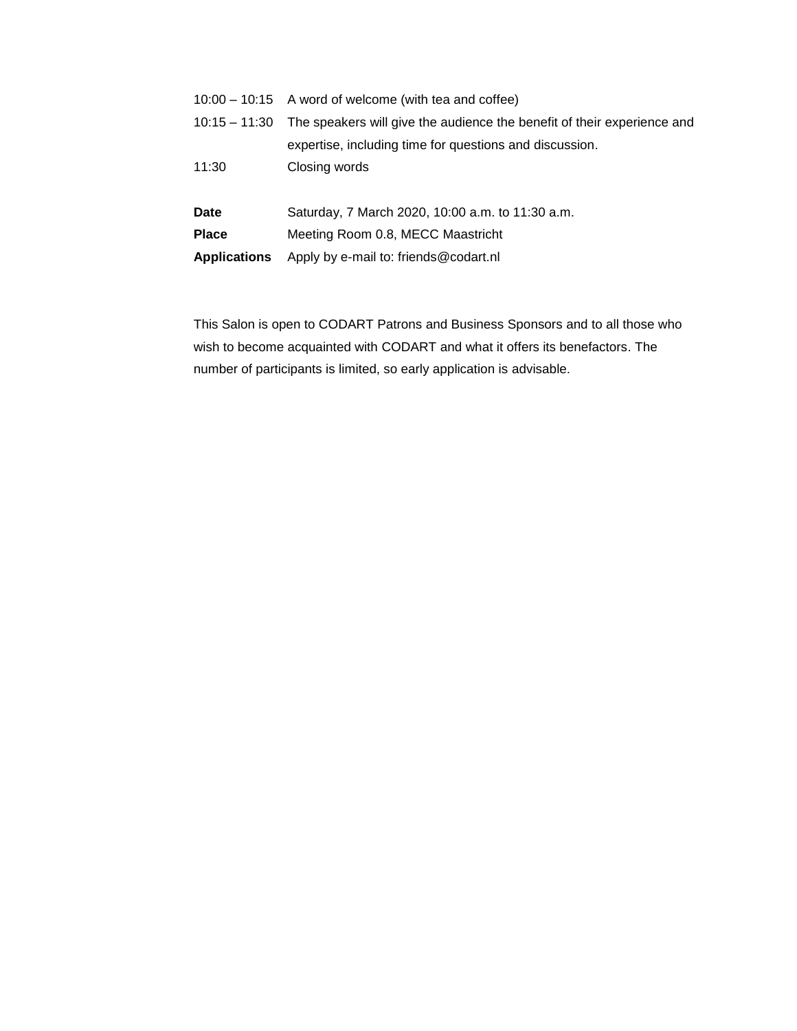| | |
|---|---|
| 10:00 – 10:15 | A word of welcome (with tea and coffee) |
| 10:15 – 11:30 | The speakers will give the audience the benefit of their experience and expertise, including time for questions and discussion. |
| 11:30 | Closing words |

| | |
|---|---|
| **Date** | Saturday, 7 March 2020, 10:00 a.m. to 11:30 a.m. |
| **Place** | Meeting Room 0.8, MECC Maastricht |
| **Applications** | Apply by e-mail to: friends@codart.nl |

This Salon is open to CODART Patrons and Business Sponsors and to all those who wish to become acquainted with CODART and what it offers its benefactors. The number of participants is limited, so early application is advisable.